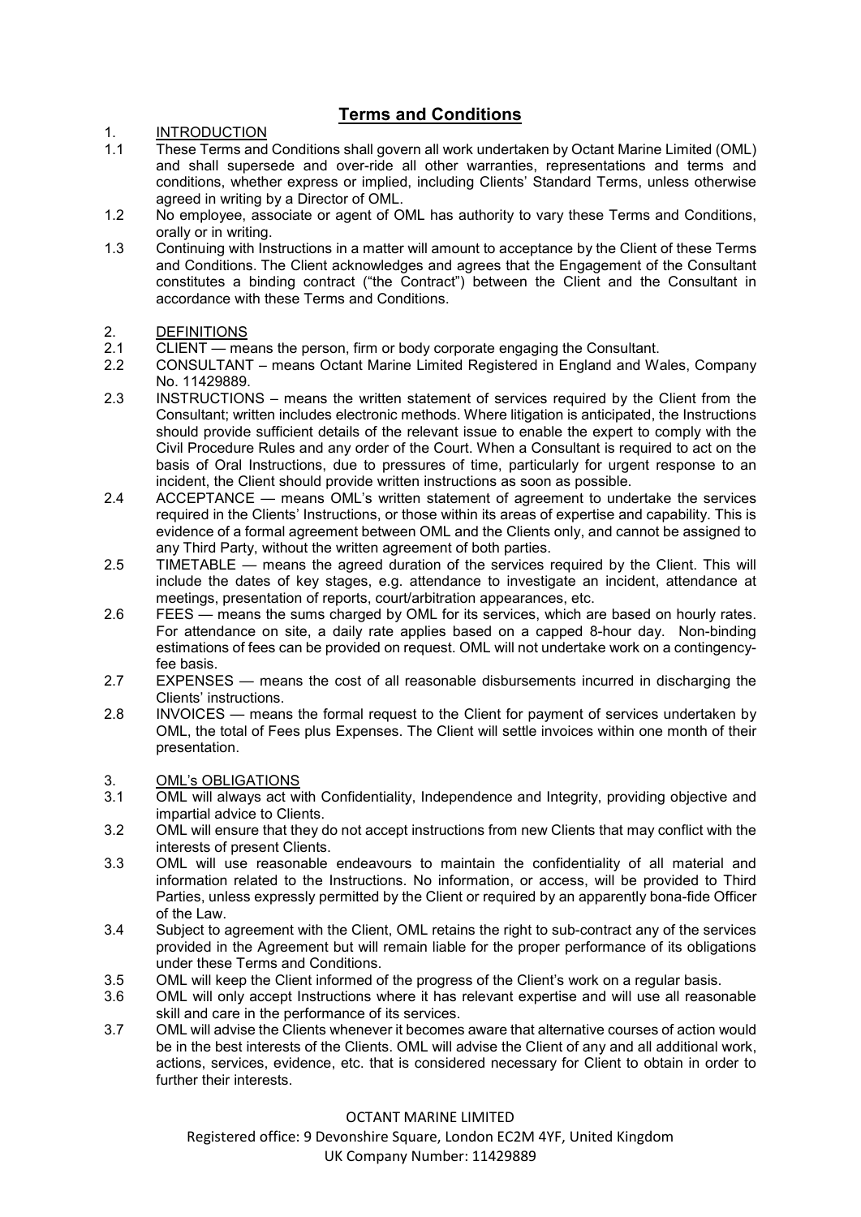# Terms and Conditions

## 1. INTRODUCTION

1.1 These Terms and Conditions shall govern all work undertaken by Octant Marine Limited (OML) and shall supersede and over-ride all other warranties, representations and terms and conditions, whether express or implied, including Clients' Standard Terms, unless otherwise agreed in writing by a Director of OML.

1.2 No employee, associate or agent of OML has authority to vary these Terms and Conditions, orally or in writing.

1.3 Continuing with Instructions in a matter will amount to acceptance by the Client of these Terms and Conditions. The Client acknowledges and agrees that the Engagement of the Consultant constitutes a binding contract ("the Contract") between the Client and the Consultant in accordance with these Terms and Conditions.

## 2. DEFINITIONS

2.1 CLIENT — means the person, firm or body corporate engaging the Consultant.

2.2 CONSULTANT – means Octant Marine Limited Registered in England and Wales, Company No. 11429889.

2.3 INSTRUCTIONS – means the written statement of services required by the Client from the Consultant; written includes electronic methods. Where litigation is anticipated, the Instructions should provide sufficient details of the relevant issue to enable the expert to comply with the Civil Procedure Rules and any order of the Court. When a Consultant is required to act on the basis of Oral Instructions, due to pressures of time, particularly for urgent response to an incident, the Client should provide written instructions as soon as possible.

2.4 ACCEPTANCE — means OML's written statement of agreement to undertake the services required in the Clients' Instructions, or those within its areas of expertise and capability. This is evidence of a formal agreement between OML and the Clients only, and cannot be assigned to any Third Party, without the written agreement of both parties.

2.5 TIMETABLE — means the agreed duration of the services required by the Client. This will include the dates of key stages, e.g. attendance to investigate an incident, attendance at meetings, presentation of reports, court/arbitration appearances, etc.

2.6 FEES — means the sums charged by OML for its services, which are based on hourly rates. For attendance on site, a daily rate applies based on a capped 8-hour day. Non-binding estimations of fees can be provided on request. OML will not undertake work on a contingency-fee basis.

2.7 EXPENSES — means the cost of all reasonable disbursements incurred in discharging the Clients' instructions.

2.8 INVOICES — means the formal request to the Client for payment of services undertaken by OML, the total of Fees plus Expenses. The Client will settle invoices within one month of their presentation.

## 3. OML's OBLIGATIONS

3.1 OML will always act with Confidentiality, Independence and Integrity, providing objective and impartial advice to Clients.

3.2 OML will ensure that they do not accept instructions from new Clients that may conflict with the interests of present Clients.

3.3 OML will use reasonable endeavours to maintain the confidentiality of all material and information related to the Instructions. No information, or access, will be provided to Third Parties, unless expressly permitted by the Client or required by an apparently bona-fide Officer of the Law.

3.4 Subject to agreement with the Client, OML retains the right to sub-contract any of the services provided in the Agreement but will remain liable for the proper performance of its obligations under these Terms and Conditions.

3.5 OML will keep the Client informed of the progress of the Client's work on a regular basis.

3.6 OML will only accept Instructions where it has relevant expertise and will use all reasonable skill and care in the performance of its services.

3.7 OML will advise the Clients whenever it becomes aware that alternative courses of action would be in the best interests of the Clients. OML will advise the Client of any and all additional work, actions, services, evidence, etc. that is considered necessary for Client to obtain in order to further their interests.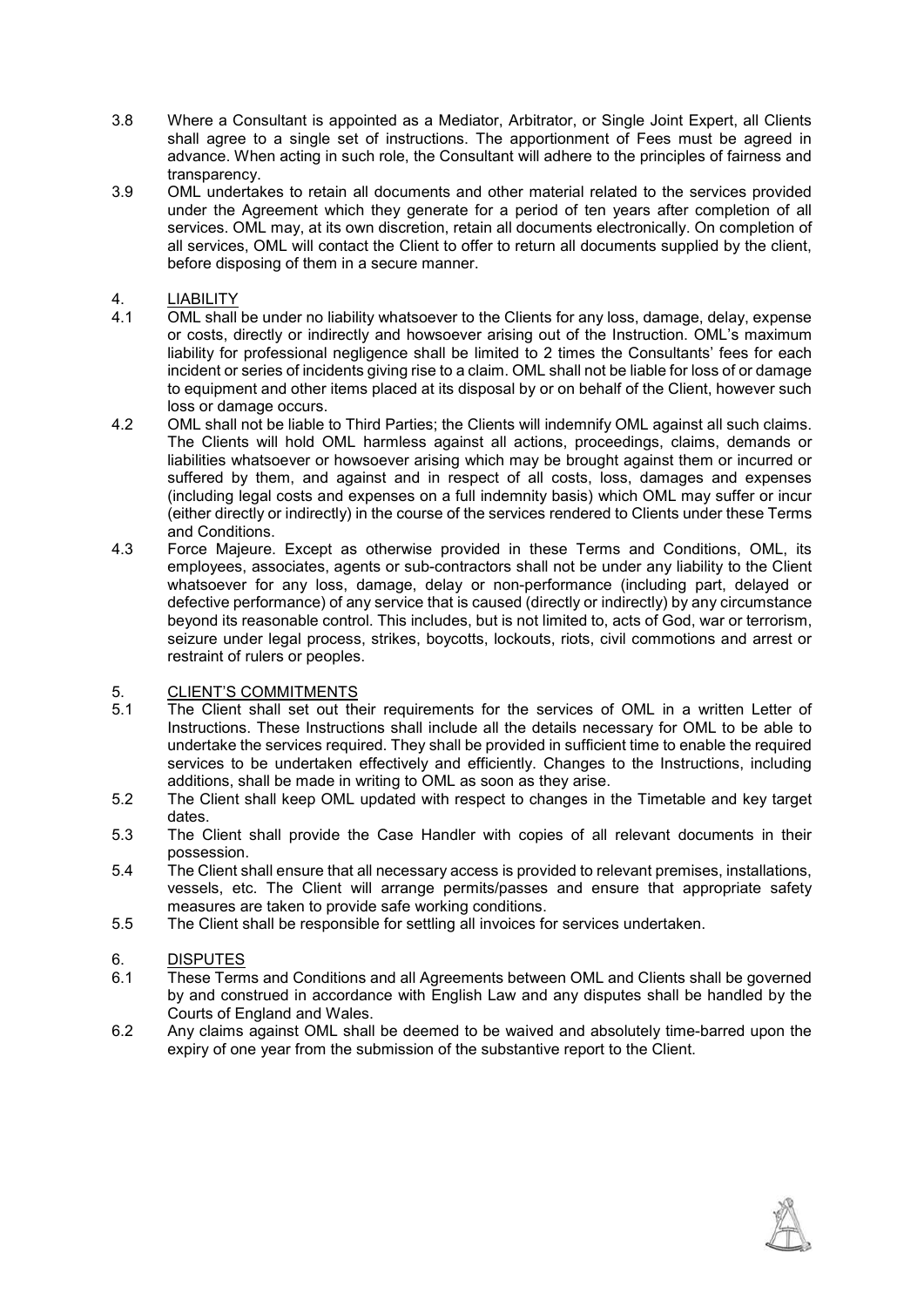3.8 Where a Consultant is appointed as a Mediator, Arbitrator, or Single Joint Expert, all Clients shall agree to a single set of instructions. The apportionment of Fees must be agreed in advance. When acting in such role, the Consultant will adhere to the principles of fairness and transparency.

3.9 OML undertakes to retain all documents and other material related to the services provided under the Agreement which they generate for a period of ten years after completion of all services. OML may, at its own discretion, retain all documents electronically. On completion of all services, OML will contact the Client to offer to return all documents supplied by the client, before disposing of them in a secure manner.

## 4. LIABILITY

4.1 OML shall be under no liability whatsoever to the Clients for any loss, damage, delay, expense or costs, directly or indirectly and howsoever arising out of the Instruction. OML's maximum liability for professional negligence shall be limited to 2 times the Consultants' fees for each incident or series of incidents giving rise to a claim. OML shall not be liable for loss of or damage to equipment and other items placed at its disposal by or on behalf of the Client, however such loss or damage occurs.

4.2 OML shall not be liable to Third Parties; the Clients will indemnify OML against all such claims. The Clients will hold OML harmless against all actions, proceedings, claims, demands or liabilities whatsoever or howsoever arising which may be brought against them or incurred or suffered by them, and against and in respect of all costs, loss, damages and expenses (including legal costs and expenses on a full indemnity basis) which OML may suffer or incur (either directly or indirectly) in the course of the services rendered to Clients under these Terms and Conditions.

4.3 Force Majeure. Except as otherwise provided in these Terms and Conditions, OML, its employees, associates, agents or sub-contractors shall not be under any liability to the Client whatsoever for any loss, damage, delay or non-performance (including part, delayed or defective performance) of any service that is caused (directly or indirectly) by any circumstance beyond its reasonable control. This includes, but is not limited to, acts of God, war or terrorism, seizure under legal process, strikes, boycotts, lockouts, riots, civil commotions and arrest or restraint of rulers or peoples.

## 5. CLIENT'S COMMITMENTS

5.1 The Client shall set out their requirements for the services of OML in a written Letter of Instructions. These Instructions shall include all the details necessary for OML to be able to undertake the services required. They shall be provided in sufficient time to enable the required services to be undertaken effectively and efficiently. Changes to the Instructions, including additions, shall be made in writing to OML as soon as they arise.

5.2 The Client shall keep OML updated with respect to changes in the Timetable and key target dates.

5.3 The Client shall provide the Case Handler with copies of all relevant documents in their possession.

5.4 The Client shall ensure that all necessary access is provided to relevant premises, installations, vessels, etc. The Client will arrange permits/passes and ensure that appropriate safety measures are taken to provide safe working conditions.

5.5 The Client shall be responsible for settling all invoices for services undertaken.

## 6. DISPUTES

6.1 These Terms and Conditions and all Agreements between OML and Clients shall be governed by and construed in accordance with English Law and any disputes shall be handled by the Courts of England and Wales.

6.2 Any claims against OML shall be deemed to be waived and absolutely time-barred upon the expiry of one year from the submission of the substantive report to the Client.